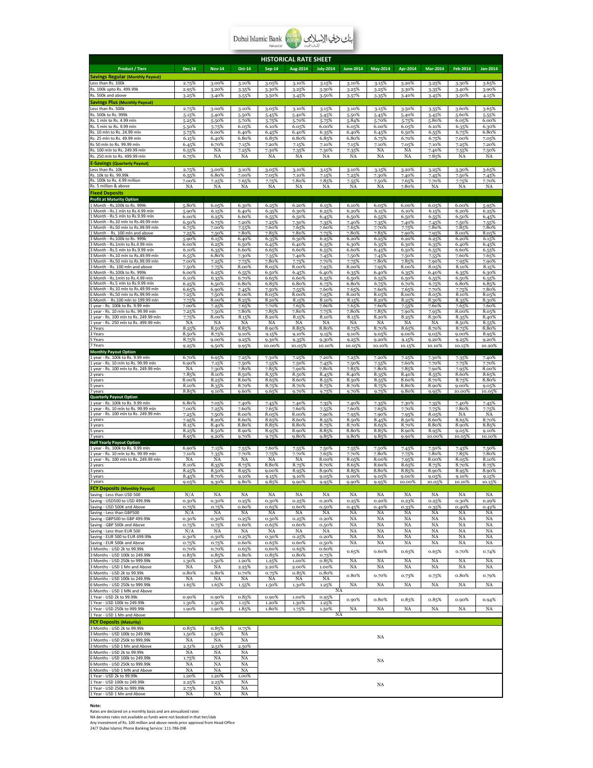Dubai Islamic Bank بنك دبي الإسلامي

# HISTORICAL RATE SHEET

| Product / Tiers | Dec-14 | Nov-14 | Oct-14 | Sep-14 | Aug-2014 | July-2014 | June-2014 | May-2014 | Apr-2014 | Mar-2014 | Feb-2014 | Jan-2014 |
|---|---|---|---|---|---|---|---|---|---|---|---|---|
| **Savings Regular (Monthly Payout)** | | | | | | | | | | | | |
| Less than Rs. 100k | 2.75% | 3.00% | 3.10% | 3.05% | 3.10% | 3.15% | 3.10% | 3.15% | 3.20% | 3.25% | 3.30% | 3.65% |
| Rs. 100k upto Rs. 499.99k | 2.95% | 3.20% | 3.35% | 3.30% | 3.25% | 3.30% | 3.25% | 3.25% | 3.30% | 3.35% | 3.40% | 3.90% |
| Rs. 500k and above | 3.25% | 3.40% | 3.55% | 3.50% | 3.45% | 3.50% | 3.57% | 3.35% | 3.40% | 3.45% | 3.50% | 4.15% |
| **Savings Plus (Monthly Payout)** | | | | | | | | | | | | |
| Less than Rs. 500k | 2.75% | 3.00% | 3.10% | 3.05% | 3.10% | 3.15% | 3.10% | 3.15% | 3.50% | 3.55% | 3.60% | 3.65% |
| Rs. 500k to Rs. 999k | 5.15% | 5.40% | 5.50% | 5.45% | 5.40% | 5.45% | 5.50% | 5.45% | 5.40% | 5.45% | 5.60% | 5.55% |
| Rs. 1 mln to Rs. 4.99 mln | 5.25% | 5.50% | 5.70% | 5.75% | 5.70% | 5.75% | 5.84% | 5.70% | 5.75% | 5.80% | 6.05% | 6.00% |
| Rs. 5 mln to Rs. 9.99 mln | 5.50% | 5.75% | 6.05% | 6.10% | 6.05% | 6.00% | 6.05% | 6.00% | 6.05% | 6.10% | 6.35% | 6.30% |
| Rs. 10 mln to Rs. 24.99 mln | 5.75% | 6.00% | 6.40% | 6.45% | 6.40% | 6.35% | 6.40% | 6.45% | 6.50% | 6.55% | 6.75% | 6.80% |
| Rs. 25 mln to Rs. 49.99 mln | 6.15% | 6.40% | 6.80% | 6.85% | 6.80% | 6.85% | 6.80% | 6.75% | 6.70% | 6.75% | 7.00% | 7.05% |
| Rs 50 mln to Rs. 99.99 mln | 6.45% | 6.70% | 7.15% | 7.20% | 7.15% | 7.10% | 7.15% | 7.10% | 7.05% | 7.10% | 7.25% | 7.20% |
| Rs. 100 mln to Rs. 249.99 mln | 6.55% | NA | 7.25% | 7.30% | 7.35% | 7.30% | 7.35% | NA | NA | 7.40% | 7.55% | 7.50% |
| Rs. 250 mln to Rs. 499.99 mln | 6.75% | NA | NA | NA | NA | NA | NA | NA | NA | 7.85% | NA | NA |
| **E-Savings (Quarterly Payout)** | | | | | | | | | | | | |
| Less than Rs. 10k | 2.75% | 3.00% | 3.10% | 3.05% | 3.10% | 3.15% | 3.10% | 3.15% | 3.20% | 3.25% | 3.30% | 3.65% |
| Rs. 10k to Rs. 99.99k | 6.55% | 6.80% | 7.00% | 7.05% | 7.10% | 7.15% | 7.25% | 7.30% | 7.40% | 7.45% | 7.50% | 7.45% |
| Rs. 100k to Rs. 4.99 million | 7.00% | 7.25% | 7.65% | 7.75% | 7.80% | 7.85% | 7.55% | 7.50% | 7.65% | 7.70% | 7.75% | 7.70% |
| Rs. 5 million & above | NA | NA | NA | NA | NA | NA | NA | NA | 7.80% | NA | NA | NA |
| **Fixed Deposits** | | | | | | | | | | | | |
| **Profit at Maturity Option** | | | | | | | | | | | | |
| 1 Month - Rs.100k to Rs. 999k | 5.80% | 6.05% | 6.30% | 6.25% | 6.20% | 6.15% | 6.10% | 6.05% | 6.00% | 6.05% | 6.00% | 5.95% |
| 1 Month - Rs.1 mln to Rs.4.99 mln | 5.90% | 6.15% | 6.40% | 6.35% | 6.30% | 6.25% | 6.20% | 6.15% | 6.10% | 6.15% | 6.20% | 6.25% |
| 1 Month - Rs.5 mln to Rs.9.99 mln | 6.00% | 6.25% | 6.60% | 6.55% | 6.50% | 6.45% | 6.50% | 6.55% | 6.50% | 6.55% | 6.50% | 6.45% |
| 1 Month - Rs.10 mln to Rs.49.99 mln | 6.50% | 6.75% | 7.20% | 7.25% | 7.30% | 7.35% | 7.40% | 7.35% | 7.40% | 7.45% | 7.50% | 7.55% |
| 1 Month - Rs.50 mln to Rs.99.99 mln | 6.75% | 7.00% | 7.55% | 7.60% | 7.65% | 7.60% | 7.65% | 7.70% | 7.75% | 7.80% | 7.85% | 7.80% |
| 1 Month - Rs. 100 mln and above | 7.25% | 7.50% | 7.80% | 7.85% | 7.80% | 7.75% | 7.80% | 7.85% | 7.90% | 7.95% | 8.00% | 8.05% |
| 3 Month - Rs.100k to Rs. 999k | 5.90% | 6.15% | 6.40% | 6.35% | 6.30% | 6.25% | 6.20% | 6.25% | 6.20% | 6.25% | 6.20% | 6.15% |
| 3 Month - Rs.1mln to Rs.4.99 mln | 6.00% | 6.25% | 6.50% | 6.45% | 6.40% | 6.35% | 6.30% | 6.35% | 6.30% | 6.35% | 6.40% | 6.45% |
| 3 Month - Rs.5 mln to Rs.9.99 mln | 6.10% | 6.35% | 6.60% | 6.65% | 6.60% | 6.55% | 6.60% | 6.45% | 6.50% | 6.55% | 6.60% | 6.55% |
| 3 Month - Rs.10 mln to Rs.49.99 mln | 6.55% | 6.80% | 7.30% | 7.35% | 7.40% | 7.45% | 7.50% | 7.45% | 7.50% | 7.55% | 7.60% | 7.65% |
| 3 Month - Rs.50 mln to Rs.99.99 mln | 7.00% | 7.25% | 7.75% | 7.80% | 7.75% | 7.70% | 7.75% | 7.80% | 7.85% | 7.90% | 7.95% | 7.90% |
| 3 Month - Rs. 100 mln and above | 7.50% | 7.75% | 8.00% | 8.05% | 8.00% | 7.95% | 8.00% | 7.95% | 8.00% | 8.05% | 8.10% | 8.15% |
| 6 Month - Rs.100k to Rs. 999k | 6.00% | 6.25% | 6.55% | 6.50% | 6.45% | 6.40% | 6.35% | 6.40% | 6.35% | 6.40% | 6.35% | 6.30% |
| 6 Month - Rs.1mln to Rs.4.99 mln | 6.10% | 6.35% | 6.70% | 6.65% | 6.60% | 6.55% | 6.50% | 6.55% | 6.50% | 6.55% | 6.50% | 6.55% |
| 6 Month - Rs.5 mln to Rs.9.99 mln | 6.25% | 6.50% | 6.80% | 6.85% | 6.80% | 6.75% | 6.80% | 6.75% | 6.70% | 6.75% | 6.80% | 6.85% |
| 6 Month - Rs.10 mln to Rs.49.99 mln | 6.65% | 6.90% | 7.45% | 7.50% | 7.55% | 7.60% | 7.65% | 7.60% | 7.65% | 7.70% | 7.75% | 7.80% |
| 6 Month - Rs.50 mln to Rs.99.99 mln | 7.25% | 7.50% | 8.00% | 8.05% | 8.00% | 7.95% | 8.00% | 8.05% | 8.00% | 8.05% | 8.10% | 8.05% |
| 6 Month - Rs.100 mln to 199.99 mln | 7.75% | 8.00% | 8.25% | 8.20% | 8.15% | 8.10% | 8.15% | 8.20% | 8.25% | 8.30% | 8.35% | 8.30% |
| 1 year - Rs. 100k to Rs. 9.99 mln | 7.00% | 7.25% | 7.65% | 7.70% | 7.65% | 7.60% | 7.65% | 7.60% | 7.55% | 7.60% | 7.65% | 7.60% |
| 1 year - Rs. 10 mln to Rs. 99.99 mln | 7.25% | 7.50% | 7.80% | 7.85% | 7.80% | 7.75% | 7.80% | 7.85% | 7.90% | 7.95% | 8.00% | 8.05% |
| 1 year - Rs. 100 mln to Rs. 249.99 mln | 7.75% | 8.00% | 8.15% | 8.20% | 8.15% | 8.10% | 8.15% | 8.20% | 8.25% | 8.30% | 8.35% | 8.40% |
| 1 year - Rs. 250 mln to Rs. 499.99 mln | NA | NA | NA | NA | NA | NA | NA | NA | NA | NA | 8.50% | 8.55% |
| 2 Years | 8.25% | 8.50% | 8.85% | 8.90% | 8.85% | 8.80% | 8.75% | 8.70% | 8.65% | 8.70% | 8.75% | 8.80% |
| 3 Years | 8.50% | 8.75% | 9.10% | 9.15% | 9.10% | 9.15% | 9.10% | 9.05% | 9.00% | 9.05% | 9.00% | 8.95% |
| 5 Years | 8.75% | 9.00% | 9.25% | 9.30% | 9.35% | 9.30% | 9.25% | 9.20% | 9.15% | 9.20% | 9.25% | 9.20% |
| 7 Years | 9.25% | 9.50% | 9.95% | 10.00% | 10.05% | 10.10% | 10.05% | 10.10% | 10.15% | 10.10% | 10.15% | 10.20% |
| **Monthly Payout Option** | | | | | | | | | | | | |
| 1 year - Rs. 100k to Rs. 9.99 mln | 6.70% | 6.95% | 7.25% | 7.30% | 7.25% | 7.20% | 7.25% | 7.20% | 7.25% | 7.30% | 7.35% | 7.40% |
| 1 year - Rs. 10 mln to Rs. 99.99 mln | 6.90% | 7.15% | 7.50% | 7.55% | 7.50% | 7.45% | 7.50% | 7.55% | 7.60% | 7.70% | 7.75% | 7.70% |
| 1 year - Rs. 100 mln to Rs. 249.99 mln | NA | 7.30% | 7.80% | 7.85% | 7.90% | 7.80% | 7.85% | 7.80% | 7.85% | 7.90% | 7.95% | 8.00% |
| 2 years | 7.85% | 8.10% | 8.50% | 8.55% | 8.50% | 8.45% | 8.40% | 8.35% | 8.40% | 8.55% | 8.60% | 8.65% |
| 3 years | 8.00% | 8.25% | 8.60% | 8.65% | 8.60% | 8.55% | 8.50% | 8.55% | 8.60% | 8.70% | 8.75% | 8.80% |
| 5 years | 8.10% | 8.35% | 8.70% | 8.75% | 8.70% | 8.75% | 8.70% | 8.75% | 8.80% | 8.90% | 9.00% | 9.05% |
| 7 years | 8.85% | 9.10% | 9.60% | 9.65% | 9.70% | 9.75% | 9.70% | 9.75% | 9.80% | 9.95% | 10.00% | 10.05% |
| **Quarterly Payout Option** | | | | | | | | | | | | |
| 1 year - Rs. 100k to Rs. 9.99 mln | 6.80% | 7.05% | 7.40% | 7.45% | 7.40% | 7.35% | 7.40% | 7.35% | 7.30% | 7.35% | 7.40% | 7.45% |
| 1 year - Rs. 10 mln to Rs. 99.99 mln | 7.00% | 7.25% | 7.60% | 7.65% | 7.60% | 7.55% | 7.60% | 7.65% | 7.70% | 7.75% | 7.80% | 7.75% |
| 1 year - Rs. 100 mln to Rs. 249.99 mln | 7.25% | 7.50% | 8.00% | 8.05% | 8.00% | 7.90% | 7.95% | 7.90% | 7.95% | 8.05% | NA | NA |
| 2 years | 7.95% | 8.20% | 8.60% | 8.65% | 8.60% | 8.55% | 8.50% | 8.45% | 8.50% | 8.60% | 8.65% | 8.70% |
| 3 years | 8.15% | 8.40% | 8.80% | 8.85% | 8.80% | 8.75% | 8.70% | 8.65% | 8.70% | 8.80% | 8.90% | 8.85% |
| 5 years | 8.25% | 8.50% | 8.90% | 8.95% | 8.90% | 8.85% | 8.80% | 8.85% | 8.90% | 8.95% | 9.05% | 9.10% |
| 7 years | 8.95% | 9.20% | 9.70% | 9.75% | 9.80% | 9.85% | 9.80% | 9.85% | 9.90% | 10.00% | 10.05% | 10.10% |
| **Half Yearly Payout Option** | | | | | | | | | | | | |
| 1 year - Rs. 100k to Rs. 9.99 mln | 6.90% | 7.15% | 7.55% | 7.60% | 7.55% | 7.50% | 7.55% | 7.50% | 7.45% | 7.50% | 7.45% | 7.50% |
| 1 year - Rs. 10 mln to Rs. 99.99 mln | 7.10% | 7.35% | 7.70% | 7.75% | 7.70% | 7.65% | 7.70% | 7.80% | 7.75% | 7.80% | 7.85% | 7.80% |
| 1 year - Rs. 100 mln to Rs. 249.99 mln | NA | NA | NA | NA | NA | 8.00% | 8.05% | 8.00% | 7.95% | 8.00% | 8.05% | 8.10% |
| 2 years | 8.10% | 8.35% | 8.75% | 8.80% | 8.75% | 8.70% | 8.65% | 8.60% | 8.65% | 8.75% | 8.70% | 8.75% |
| 3 years | 8.25% | 8.50% | 8.95% | 9.00% | 8.95% | 8.90% | 8.85% | 8.80% | 8.85% | 8.90% | 8.95% | 8.90% |
| 5 years | 8.45% | 8.70% | 9.10% | 9.15% | 9.10% | 9.05% | 9.00% | 9.05% | 9.00% | 9.05% | 9.10% | 9.15% |
| 7 years | 9.05% | 9.30% | 9.80% | 9.85% | 9.90% | 9.95% | 9.90% | 9.95% | 10.00% | 10.05% | 10.10% | 10.15% |
| **FCY Deposits (Monthly Payout)** | | | | | | | | | | | | |
| Saving - Less than USD 500 | N/A | NA | NA | NA | NA | NA | NA | NA | NA | NA | NA | NA |
| Saving - USD500 to USD 499.99k | 0.30% | 0.30% | 0.25% | 0.30% | 0.25% | 0.20% | 0.25% | 0.20% | 0.23% | 0.25% | 0.30% | 0.29% |
| Saving - USD 500K and Above | 0.75% | 0.75% | 0.60% | 0.65% | 0.60% | 0.50% | 0.45% | 0.40% | 0.33% | 0.35% | 0.40% | 0.42% |
| Saving - Less than GBP500 | N/A | NA | NA | NA | NA | NA | NA | NA | NA | NA | NA | NA |
| Saving - GBP500 to GBP 499.99k | 0.30% | 0.30% | 0.25% | 0.30% | 0.25% | 0.20% | NA | NA | NA | NA | NA | NA |
| Saving - GBP 500k and Above | 0.75% | 0.75% | 0.60% | 0.65% | 0.60% | 0.50% | NA | NA | NA | NA | NA | NA |
| Saving - Less than EUR 500 | N/A | NA | NA | NA | NA | NA | NA | NA | NA | NA | NA | NA |
| Saving - EUR 500 to EUR 499.99k | 0.30% | 0.30% | 0.25% | 0.30% | 0.25% | 0.20% | NA | NA | NA | NA | NA | NA |
| Saving - EUR 500k and Above | 0.75% | 0.75% | 0.60% | 0.65% | 0.60% | 0.50% | NA | NA | NA | NA | NA | NA |
| 3 Months - USD 2k to 99.99k | 0.70% | 0.70% | 0.65% | 0.60% | 0.65% | 0.60% | 0.65% | 0.60% | 0.63% | 0.65% | 0.70% | 0.74% |
| 3 Months - USD 100k to 249.99k | 0.85% | 0.85% | 0.80% | 0.85% | 0.80% | 0.75% | | | | | | |
| 3 Months - USD 250k to 999.99k | 1.30% | 1.30% | 1.20% | 1.25% | 1.00% | 0.85% | NA | NA | NA | NA | NA | NA |
| 3 Months - USD 1 Mn and Above | NA | NA | 2.25% | 2.20% | 2.00% | 1.00% | NA | NA | NA | NA | NA | NA |
| 6 Months - USD 2k to 99.99k | 0.80% | 0.80% | 0.70% | 0.75% | 0.85% | 0.80% | 0.80% | 0.70% | 0.73% | 0.75% | 0.80% | 0.79% |
| 6 Months - USD 100k to 249.99k | NA | NA | NA | NA | NA | NA | | | | | | |
| 6 Months - USD 250k to 999.99k | 1.65% | 1.65% | 1.55% | 1.50% | 1.30% | 1.25% | NA | NA | NA | NA | NA | NA |
| 6 Months - USD 1 MN and Above | NA | | | | | | | | | | | |
| 1 Year - USD 2k to 99.99k | 0.90% | 0.90% | 0.85% | 0.90% | 1.00% | 0.95% | 0.90% | 0.80% | 0.83% | 0.85% | 0.90% | 0.94% |
| 1 Year - USD 100k to 249.99k | 1.30% | 1.30% | 1.15% | 1.20% | 1.30% | 1.25% | | | | | | |
| 1 Year - USD 250k to 999.99k | 1.90% | 1.90% | 1.85% | 1.80% | 1.75% | 1.50% | NA | NA | NA | NA | NA | NA |
| 1 Year - USD 1 Mn and Above | NA | | | | | | | | | | | |
| **FCY Deposits (Maturity)** | | | | | | | | | | | | |
| 3 Months - USD 2k to 99.99k | 0.85% | 0.85% | 0.75% | NA | | | | | | | | |
| 3 Months - USD 100k to 249.99k | 1.50% | 1.50% | NA | | | | | | | | | |
| 3 Months - USD 250k to 999.99k | NA | NA | NA | | | | | | | | | |
| 3 Months - USD 1 Mn and Above | 2.51% | 2.51% | 2.50% | | | | | | | | | |
| 6 Months - USD 2k to 99.99k | NA | NA | NA | NA | | | | | | | | |
| 6 Months - USD 100k to 249.99k | 1.75% | NA | NA | | | | | | | | | |
| 6 Months - USD 250k to 999.99k | NA | NA | NA | | | | | | | | | |
| 6 Months - USD 1 MN and Above | NA | NA | NA | | | | | | | | | |
| 1 Year - USD 2k to 99.99k | 1.20% | 1.20% | 1.00% | NA | | | | | | | | |
| 1 Year - USD 100k to 249.99k | 2.25% | 2.25% | NA | | | | | | | | | |
| 1 Year - USD 250k to 999.99k | 2.75% | NA | NA | | | | | | | | | |
| 1 Year - USD 1 Mn and Above | NA | NA | NA | | | | | | | | | |

**Note:**

Rates are declared on a monthly basis and are annualized rates

NA denotes rates not available as funds were not booked in that tier/slab

Any investment of Rs. 100 million and above needs prior approval from Head-Office

24/7 Dubai Islamic Phone Banking Service: 111-786-DIB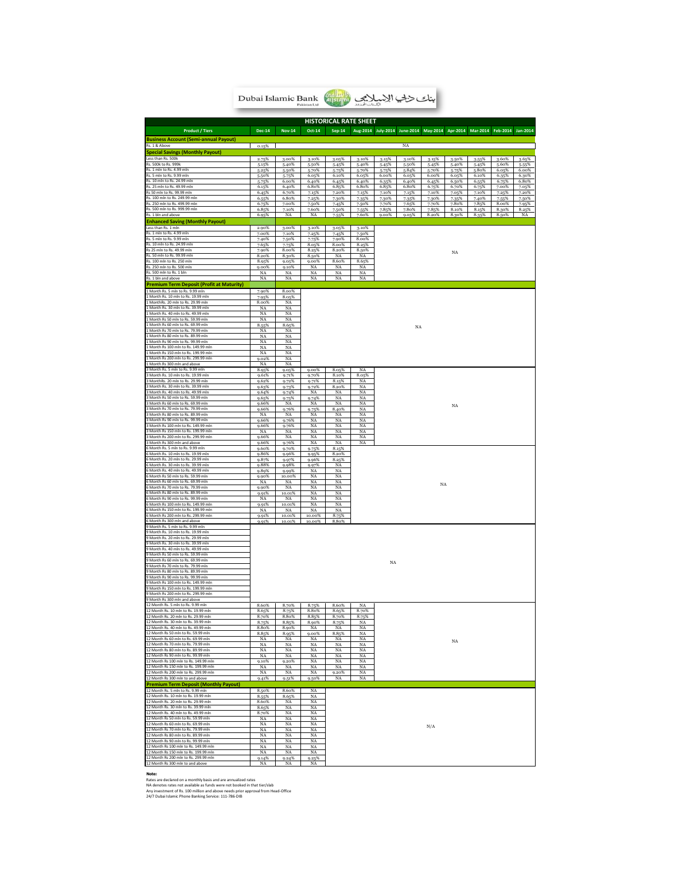Dubai Islamic Bank Pakistan Ltd    بنك دبي الإسلامي

## HISTORICAL RATE SHEET

| Product / Tiers | Dec-14 | Nov-14 | Oct-14 | Sep-14 | Aug-2014 | July-2014 | June-2014 | May-2014 | Apr-2014 | Mar-2014 | Feb-2014 | Jan-2014 |
|---|---|---|---|---|---|---|---|---|---|---|---|---|
| **Business Account (Semi-annual Payout)** | | | | | | | | | | | | |
| Rs. 1 & Above | 0.15% | NA | NA | NA | NA | NA | NA | NA | NA | NA | NA | NA |
| **Special Savings (Monthly Payout)** | | | | | | | | | | | | |
| Less than Rs. 500k | 2.75% | 3.00% | 3.10% | 3.05% | 3.10% | 3.15% | 3.10% | 3.15% | 3.50% | 3.55% | 3.60% | 3.65% |
| Rs. 500k to Rs. 999k | 5.15% | 5.40% | 5.50% | 5.45% | 5.40% | 5.45% | 5.50% | 5.45% | 5.40% | 5.45% | 5.60% | 5.55% |
| Rs. 1 mln to Rs. 4.99 mln | 5.25% | 5.50% | 5.70% | 5.75% | 5.70% | 5.75% | 5.84% | 5.70% | 5.75% | 5.80% | 6.05% | 6.00% |
| Rs. 5 mln to Rs. 9.99 mln | 5.50% | 5.75% | 6.05% | 6.10% | 6.05% | 6.00% | 6.05% | 6.00% | 6.05% | 6.10% | 6.35% | 6.30% |
| Rs. 10 mln to Rs. 24.99 mln | 5.75% | 6.00% | 6.40% | 6.45% | 6.40% | 6.35% | 6.40% | 6.45% | 6.50% | 6.55% | 6.75% | 6.80% |
| Rs. 25 mln to Rs. 49.99 mln | 6.15% | 6.40% | 6.80% | 6.85% | 6.80% | 6.85% | 6.80% | 6.75% | 6.70% | 6.75% | 7.00% | 7.05% |
| Rs 50 mln to Rs. 99.99 mln | 6.45% | 6.70% | 7.15% | 7.20% | 7.15% | 7.10% | 7.15% | 7.10% | 7.05% | 7.10% | 7.25% | 7.20% |
| Rs. 100 mln to Rs. 249.99 mln | 6.55% | 6.80% | 7.25% | 7.30% | 7.35% | 7.30% | 7.35% | 7.30% | 7.35% | 7.40% | 7.55% | 7.50% |
| Rs. 250 mln to Rs. 499.99 mln | 6.75% | 7.00% | 7.50% | 7.45% | 7.50% | 7.70% | 7.65% | 7.70% | 7.80% | 7.85% | 8.00% | 7.95% |
| Rs. 500 mln to Rs. 999.99 mln | 6.85% | 7.10% | 7.60% | 7.50% | 7.55% | 7.85% | 7.80% | 7.85% | 8.10% | 8.15% | 8.30% | 8.25% |
| Rs. 1 bln and above | 6.95% | NA | NA | 7.55% | 7.60% | 9.00% | 9.05% | 8.20% | 8.30% | 8.35% | 8.50% | NA |
| **Enhanced Saving (Monthly Payout)** | | | | | | | | | | | | |
| Less than Rs. 1 mln | 2.90% | 3.00% | 3.10% | 3.05% | 3.10% | NA | NA | NA | NA | NA | NA | NA |
| Rs. 1 mln to Rs. 4.99 mln | 7.00% | 7.10% | 7.25% | 7.45% | 7.50% | NA | NA | NA | NA | NA | NA | NA |
| Rs. 5 mln to Rs. 9.99 mln | 7.40% | 7.50% | 7.75% | 7.90% | 8.00% | NA | NA | NA | NA | NA | NA | NA |
| Rs. 10 mln to Rs. 24.99 mln | 7.65% | 7.75% | 8.05% | 8.00% | 8.25% | NA | NA | NA | NA | NA | NA | NA |
| Rs 25 mln to Rs. 49.99 mln | 7.90% | 8.00% | 8.25% | 8.20% | 8.50% | NA | NA | NA | NA | NA | NA | NA |
| Rs. 50 mln to Rs. 99.99 mln | 8.20% | 8.30% | 8.50% | NA | NA | NA | NA | NA | NA | NA | NA | NA |
| Rs. 100 mln to Rs. 250 mln | 8.95% | 9.05% | 9.00% | 8.60% | 8.65% | NA | NA | NA | NA | NA | NA | NA |
| Rs. 250 mln to Rs. 500 mln | 9.00% | 9.10% | NA | NA | NA | NA | NA | NA | NA | NA | NA | NA |
| Rs. 500 mln to Rs. 1 bln | NA | NA | NA | NA | NA | NA | NA | NA | NA | NA | NA | NA |
| Rs. 1 bln and above | NA | NA | NA | NA | NA | NA | NA | NA | NA | NA | NA | NA |
| **Premium Term Deposit (Profit at Maturity)** | | | | | | | | | | | | |
| 1 Month Rs. 5 mln to Rs. 9.99 mln | 7.90% | 8.00% | NA | NA | NA | NA | NA | NA | NA | NA | NA | NA |
| 1 Month Rs. 10 mln to Rs. 19.99 mln | 7.95% | 8.05% | NA | NA | NA | NA | NA | NA | NA | NA | NA | NA |
| 1 MonthRs. 20 mln to Rs. 29.99 mln | 8.00% | NA | NA | NA | NA | NA | NA | NA | NA | NA | NA | NA |
| 1 Month Rs. 30 mln to Rs. 39.99 mln | NA | NA | NA | NA | NA | NA | NA | NA | NA | NA | NA | NA |
| 1 Month Rs. 40 mln to Rs. 49.99 mln | NA | NA | NA | NA | NA | NA | NA | NA | NA | NA | NA | NA |
| 1 Month Rs 50 mln to Rs. 59.99 mln | NA | NA | NA | NA | NA | NA | NA | NA | NA | NA | NA | NA |
| 1 Month Rs 60 mln to Rs. 69.99 mln | 8.55% | 8.65% | NA | NA | NA | NA | NA | NA | NA | NA | NA | NA |
| 1 Month Rs 70 mln to Rs. 79.99 mln | NA | NA | NA | NA | NA | NA | NA | NA | NA | NA | NA | NA |
| 1 Month Rs 80 mln to Rs. 89.99 mln | NA | NA | NA | NA | NA | NA | NA | NA | NA | NA | NA | NA |
| 1 Month Rs 90 mln to Rs. 99.99 mln | NA | NA | NA | NA | NA | NA | NA | NA | NA | NA | NA | NA |
| 1 Month Rs 100 mln to Rs. 149.99 mln | NA | NA | NA | NA | NA | NA | NA | NA | NA | NA | NA | NA |
| 1 Month Rs 150 mln to Rs. 199.99 mln | NA | NA | NA | NA | NA | NA | NA | NA | NA | NA | NA | NA |
| 1 Month Rs 200 mln to Rs. 299.99 mln | 9.02% | NA | NA | NA | NA | NA | NA | NA | NA | NA | NA | NA |
| 1 Month Rs 300 mln and above | NA | NA | NA | NA | NA | NA | NA | NA | NA | NA | NA | NA |
| 3 Month Rs. 5 mln to Rs. 9.99 mln | 8.95% | 9.05% | 9.00% | 8.05% | NA | NA | NA | NA | NA | NA | NA | NA |
| 3 Month Rs. 10 mln to Rs. 19.99 mln | 9.61% | 9.71% | 9.70% | 8.10% | 8.05% | NA | NA | NA | NA | NA | NA | NA |
| 3 MonthRs. 20 mln to Rs. 29.99 mln | 9.62% | 9.72% | 9.71% | 8.15% | NA | NA | NA | NA | NA | NA | NA | NA |
| 3 Month Rs. 30 mln to Rs. 39.99 mln | 9.63% | 9.73% | 9.72% | 8.20% | NA | NA | NA | NA | NA | NA | NA | NA |
| 3 Month Rs. 40 mln to Rs. 49.99 mln | 9.64% | 9.74% | NA | NA | NA | NA | NA | NA | NA | NA | NA | NA |
| 3 Month Rs 50 mln to Rs. 59.99 mln | 9.65% | 9.75% | 9.74% | NA | NA | NA | NA | NA | NA | NA | NA | NA |
| 3 Month Rs 60 mln to Rs. 69.99 mln | 9.66% | NA | NA | NA | NA | NA | NA | NA | NA | NA | NA | NA |
| 3 Month Rs 70 mln to Rs. 79.99 mln | 9.66% | 9.76% | 9.75% | 8.40% | NA | NA | NA | NA | NA | NA | NA | NA |
| 3 Month Rs 80 mln to Rs. 89.99 mln | NA | NA | NA | NA | NA | NA | NA | NA | NA | NA | NA | NA |
| 3 Month Rs 90 mln to Rs. 99.99 mln | 9.66% | 9.76% | NA | NA | NA | NA | NA | NA | NA | NA | NA | NA |
| 3 Month Rs 100 mln to Rs. 149.99 mln | 9.66% | 9.76% | NA | NA | NA | NA | NA | NA | NA | NA | NA | NA |
| 3 Month Rs 150 mln to Rs. 199.99 mln | NA | NA | NA | NA | NA | NA | NA | NA | NA | NA | NA | NA |
| 3 Month Rs 200 mln to Rs. 299.99 mln | 9.66% | NA | NA | NA | NA | NA | NA | NA | NA | NA | NA | NA |
| 3 Month Rs 300 mln and above | 9.66% | 9.76% | NA | NA | NA | NA | NA | NA | NA | NA | NA | NA |
| 6 Month Rs. 5 mln to Rs. 9.99 mln | 9.60% | 9.70% | 9.75% | 8.15% | NA | NA | NA | NA | NA | NA | NA | NA |
| 6 Month Rs. 10 mln to Rs. 19.99 mln | 9.86% | 9.96% | 9.95% | 8.20% | NA | NA | NA | NA | NA | NA | NA | NA |
| 6 Month Rs. 20 mln to Rs. 29.99 mln | 9.87% | 9.97% | 9.96% | 8.25% | NA | NA | NA | NA | NA | NA | NA | NA |
| 6 Month Rs. 30 mln to Rs. 39.99 mln | 9.88% | 9.98% | 9.97% | NA | NA | NA | NA | NA | NA | NA | NA | NA |
| 6 Month Rs. 40 mln to Rs. 49.99 mln | 9.89% | 9.99% | NA | NA | NA | NA | NA | NA | NA | NA | NA | NA |
| 6 Month Rs 50 mln to Rs. 59.99 mln | 9.90% | 10.00% | NA | NA | NA | NA | NA | NA | NA | NA | NA | NA |
| 6 Month Rs 60 mln to Rs. 69.99 mln | NA | NA | NA | NA | NA | NA | NA | NA | NA | NA | NA | NA |
| 6 Month Rs 70 mln to Rs. 79.99 mln | 9.90% | NA | NA | NA | NA | NA | NA | NA | NA | NA | NA | NA |
| 6 Month Rs 80 mln to Rs. 89.99 mln | 9.91% | 10.01% | NA | NA | NA | NA | NA | NA | NA | NA | NA | NA |
| 6 Month Rs 90 mln to Rs. 99.99 mln | NA | NA | NA | NA | NA | NA | NA | NA | NA | NA | NA | NA |
| 6 Month Rs 100 mln to Rs. 149.99 mln | 9.91% | 10.01% | NA | NA | NA | NA | NA | NA | NA | NA | NA | NA |
| 6 Month Rs 150 mln to Rs. 199.99 mln | NA | NA | NA | NA | NA | NA | NA | NA | NA | NA | NA | NA |
| 6 Month Rs 200 mln to Rs. 299.99 mln | 9.91% | 10.01% | 10.00% | 8.75% | NA | NA | NA | NA | NA | NA | NA | NA |
| 6 Month Rs 300 mln and above | 9.91% | 10.01% | 10.00% | 8.80% | NA | NA | NA | NA | NA | NA | NA | NA |
| 9 Month Rs. 5 mln to Rs. 9.99 mln | NA | NA | NA | NA | NA | NA | NA | NA | NA | NA | NA | NA |
| 9 Month Rs. 10 mln to Rs. 19.99 mln | NA | NA | NA | NA | NA | NA | NA | NA | NA | NA | NA | NA |
| 9 Month Rs. 20 mln to Rs. 29.99 mln | NA | NA | NA | NA | NA | NA | NA | NA | NA | NA | NA | NA |
| 9 Month Rs. 30 mln to Rs. 39.99 mln | NA | NA | NA | NA | NA | NA | NA | NA | NA | NA | NA | NA |
| 9 Month Rs. 40 mln to Rs. 49.99 mln | NA | NA | NA | NA | NA | NA | NA | NA | NA | NA | NA | NA |
| 9 Month Rs 50 mln to Rs. 59.99 mln | NA | NA | NA | NA | NA | NA | NA | NA | NA | NA | NA | NA |
| 9 Month Rs 60 mln to Rs. 69.99 mln | NA | NA | NA | NA | NA | NA | NA | NA | NA | NA | NA | NA |
| 9 Month Rs 70 mln to Rs. 79.99 mln | NA | NA | NA | NA | NA | NA | NA | NA | NA | NA | NA | NA |
| 9 Month Rs 80 mln to Rs. 89.99 mln | NA | NA | NA | NA | NA | NA | NA | NA | NA | NA | NA | NA |
| 9 Month Rs 90 mln to Rs. 99.99 mln | NA | NA | NA | NA | NA | NA | NA | NA | NA | NA | NA | NA |
| 9 Month Rs 100 mln to Rs. 149.99 mln | NA | NA | NA | NA | NA | NA | NA | NA | NA | NA | NA | NA |
| 9 Month Rs 150 mln to Rs. 199.99 mln | NA | NA | NA | NA | NA | NA | NA | NA | NA | NA | NA | NA |
| 9 Month Rs 200 mln to Rs. 299.99 mln | NA | NA | NA | NA | NA | NA | NA | NA | NA | NA | NA | NA |
| 9 Month Rs 300 mln and above | NA | NA | NA | NA | NA | NA | NA | NA | NA | NA | NA | NA |
| 12 Month Rs. 5 mln to Rs. 9.99 mln | 8.60% | 8.70% | 8.75% | 8.60% | NA | NA | NA | NA | NA | NA | NA | NA |
| 12 Month Rs. 10 mln to Rs. 19.99 mln | 8.65% | 8.75% | 8.80% | 8.65% | 8.70% | NA | NA | NA | NA | NA | NA | NA |
| 12 Month Rs. 20 mln to Rs. 29.99 mln | 8.70% | 8.80% | 8.85% | 8.70% | 8.75% | NA | NA | NA | NA | NA | NA | NA |
| 12 Month Rs. 30 mln to Rs. 39.99 mln | 8.75% | 8.85% | 8.90% | 8.75% | NA | NA | NA | NA | NA | NA | NA | NA |
| 12 Month Rs. 40 mln to Rs. 49.99 mln | 8.80% | 8.90% | NA | NA | NA | NA | NA | NA | NA | NA | NA | NA |
| 12 Month Rs 50 mln to Rs. 59.99 mln | 8.85% | 8.95% | 9.00% | 8.85% | NA | NA | NA | NA | NA | NA | NA | NA |
| 12 Month Rs 60 mln to Rs. 69.99 mln | NA | NA | NA | NA | NA | NA | NA | NA | NA | NA | NA | NA |
| 12 Month Rs 70 mln to Rs. 79.99 mln | NA | NA | NA | NA | NA | NA | NA | NA | NA | NA | NA | NA |
| 12 Month Rs 80 mln to Rs. 89.99 mln | NA | NA | NA | NA | NA | NA | NA | NA | NA | NA | NA | NA |
| 12 Month Rs 90 mln to Rs. 99.99 mln | NA | NA | NA | NA | NA | NA | NA | NA | NA | NA | NA | NA |
| 12 Month Rs 100 mln to Rs. 149.99 mln | 9.10% | 9.20% | NA | NA | NA | NA | NA | NA | NA | NA | NA | NA |
| 12 Month Rs 150 mln to Rs. 199.99 mln | NA | NA | NA | NA | NA | NA | NA | NA | NA | NA | NA | NA |
| 12 Month Rs 200 mln to Rs. 299.99 mln | NA | NA | NA | 9.20% | NA | NA | NA | NA | NA | NA | NA | NA |
| 12 Month Rs 300 mln to and above | 9.41% | 9.51% | 9.50% | NA | NA | NA | NA | NA | NA | NA | NA | NA |
| **Premium Term Deposit (Monthly Payout)** | | | | | | | | | | | | |
| 12 Month Rs. 5 mln to Rs. 9.99 mln | 8.50% | 8.60% | NA | N/A | N/A | N/A | N/A | N/A | N/A | N/A | N/A | N/A |
| 12 Month Rs. 10 mln to Rs. 19.99 mln | 8.55% | 8.65% | NA | N/A | N/A | N/A | N/A | N/A | N/A | N/A | N/A | N/A |
| 12 Month Rs. 20 mln to Rs. 29.99 mln | 8.60% | NA | NA | N/A | N/A | N/A | N/A | N/A | N/A | N/A | N/A | N/A |
| 12 Month Rs. 30 mln to Rs. 39.99 mln | 8.65% | NA | NA | N/A | N/A | N/A | N/A | N/A | N/A | N/A | N/A | N/A |
| 12 Month Rs. 40 mln to Rs. 49.99 mln | 8.70% | NA | NA | N/A | N/A | N/A | N/A | N/A | N/A | N/A | N/A | N/A |
| 12 Month Rs 50 mln to Rs. 59.99 mln | NA | NA | NA | N/A | N/A | N/A | N/A | N/A | N/A | N/A | N/A | N/A |
| 12 Month Rs 60 mln to Rs. 69.99 mln | NA | NA | NA | N/A | N/A | N/A | N/A | N/A | N/A | N/A | N/A | N/A |
| 12 Month Rs 70 mln to Rs. 79.99 mln | NA | NA | NA | N/A | N/A | N/A | N/A | N/A | N/A | N/A | N/A | N/A |
| 12 Month Rs 80 mln to Rs. 89.99 mln | NA | NA | NA | N/A | N/A | N/A | N/A | N/A | N/A | N/A | N/A | N/A |
| 12 Month Rs 90 mln to Rs. 99.99 mln | NA | NA | NA | N/A | N/A | N/A | N/A | N/A | N/A | N/A | N/A | N/A |
| 12 Month Rs 100 mln to Rs. 149.99 mln | NA | NA | NA | N/A | N/A | N/A | N/A | N/A | N/A | N/A | N/A | N/A |
| 12 Month Rs 150 mln to Rs. 199.99 mln | NA | NA | NA | N/A | N/A | N/A | N/A | N/A | N/A | N/A | N/A | N/A |
| 12 Month Rs 200 mln to Rs. 299.99 mln | 9.14% | 9.24% | 9.25% | N/A | N/A | N/A | N/A | N/A | N/A | N/A | N/A | N/A |
| 12 Month Rs 300 mln to and above | NA | NA | NA | N/A | N/A | N/A | N/A | N/A | N/A | N/A | N/A | N/A |

**Note:**

Rates are declared on a monthly basis and are annualized rates

NA denotes rates not available as funds were not booked in that tier/slab

Any investment of Rs. 100 million and above needs prior approval from Head-Office

24/7 Dubai Islamic Phone Banking Service: 111-786-DIB